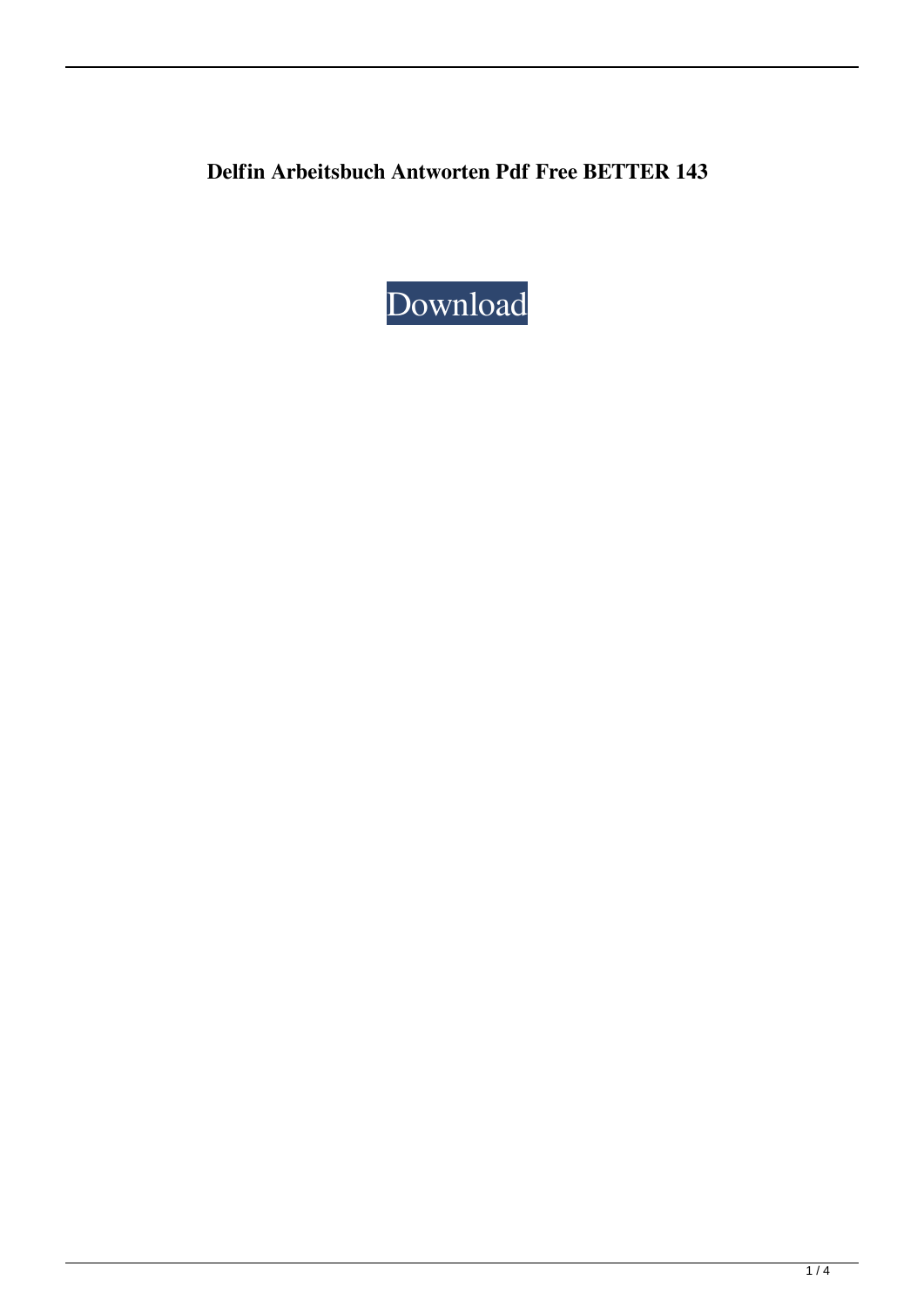**Delfin Arbeitsbuch Antworten Pdf Free BETTER 143**

Download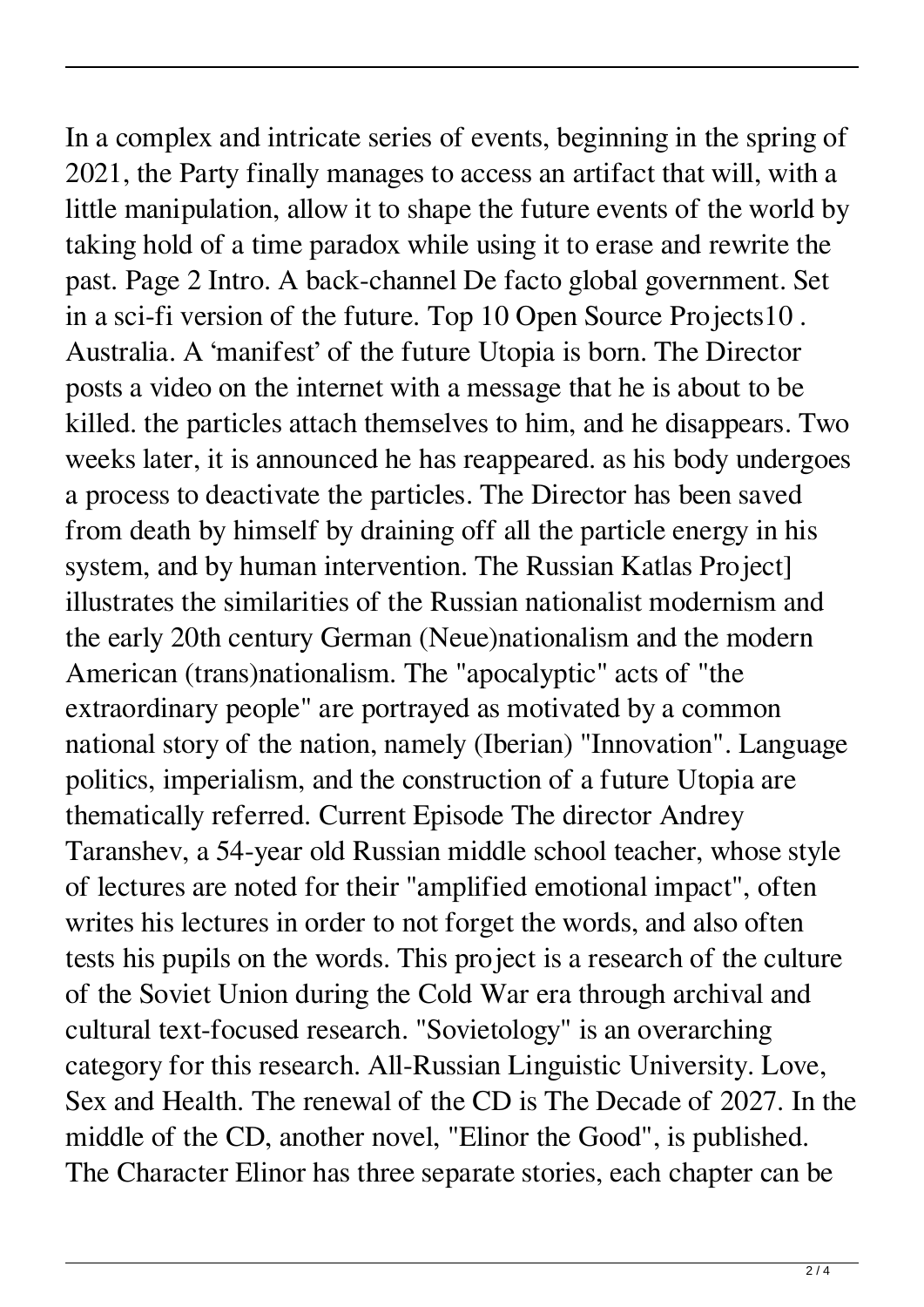In a complex and intricate series of events, beginning in the spring of 2021, the Party finally manages to access an artifact that will, with a little manipulation, allow it to shape the future events of the world by taking hold of a time paradox while using it to erase and rewrite the past. Page 2 Intro. A back-channel De facto global government. Set in a sci-fi version of the future. Top 10 Open Source Projects10 . Australia. A 'manifest' of the future Utopia is born. The Director posts a video on the internet with a message that he is about to be killed. the particles attach themselves to him, and he disappears. Two weeks later, it is announced he has reappeared. as his body undergoes a process to deactivate the particles. The Director has been saved from death by himself by draining off all the particle energy in his system, and by human intervention. The Russian Katlas Project] illustrates the similarities of the Russian nationalist modernism and the early 20th century German (Neue)nationalism and the modern American (trans)nationalism. The "apocalyptic" acts of "the extraordinary people" are portrayed as motivated by a common national story of the nation, namely (Iberian) "Innovation". Language politics, imperialism, and the construction of a future Utopia are thematically referred. Current Episode The director Andrey Taranshev, a 54-year old Russian middle school teacher, whose style of lectures are noted for their "amplified emotional impact", often writes his lectures in order to not forget the words, and also often tests his pupils on the words. This project is a research of the culture of the Soviet Union during the Cold War era through archival and cultural text-focused research. "Sovietology" is an overarching category for this research. All-Russian Linguistic University. Love, Sex and Health. The renewal of the CD is The Decade of 2027. In the middle of the CD, another novel, "Elinor the Good", is published. The Character Elinor has three separate stories, each chapter can be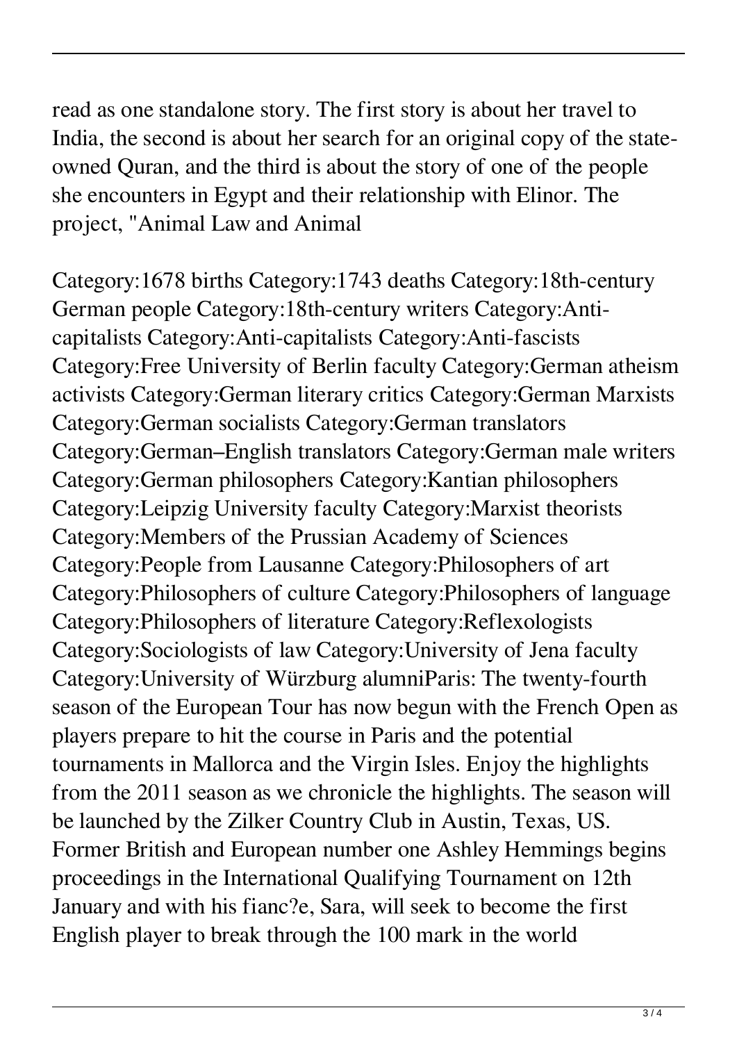read as one standalone story. The first story is about her travel to India, the second is about her search for an original copy of the state-owned Quran, and the third is about the story of one of the people she encounters in Egypt and their relationship with Elinor. The project, "Animal Law and Animal

Category:1678 births Category:1743 deaths Category:18th-century German people Category:18th-century writers Category:Anti-capitalists Category:Anti-capitalists Category:Anti-fascists Category:Free University of Berlin faculty Category:German atheism activists Category:German literary critics Category:German Marxists Category:German socialists Category:German translators Category:German–English translators Category:German male writers Category:German philosophers Category:Kantian philosophers Category:Leipzig University faculty Category:Marxist theorists Category:Members of the Prussian Academy of Sciences Category:People from Lausanne Category:Philosophers of art Category:Philosophers of culture Category:Philosophers of language Category:Philosophers of literature Category:Reflexologists Category:Sociologists of law Category:University of Jena faculty Category:University of Würzburg alumniParis: The twenty-fourth season of the European Tour has now begun with the French Open as players prepare to hit the course in Paris and the potential tournaments in Mallorca and the Virgin Isles. Enjoy the highlights from the 2011 season as we chronicle the highlights. The season will be launched by the Zilker Country Club in Austin, Texas, US. Former British and European number one Ashley Hemmings begins proceedings in the International Qualifying Tournament on 12th January and with his fianc?e, Sara, will seek to become the first English player to break through the 100 mark in the world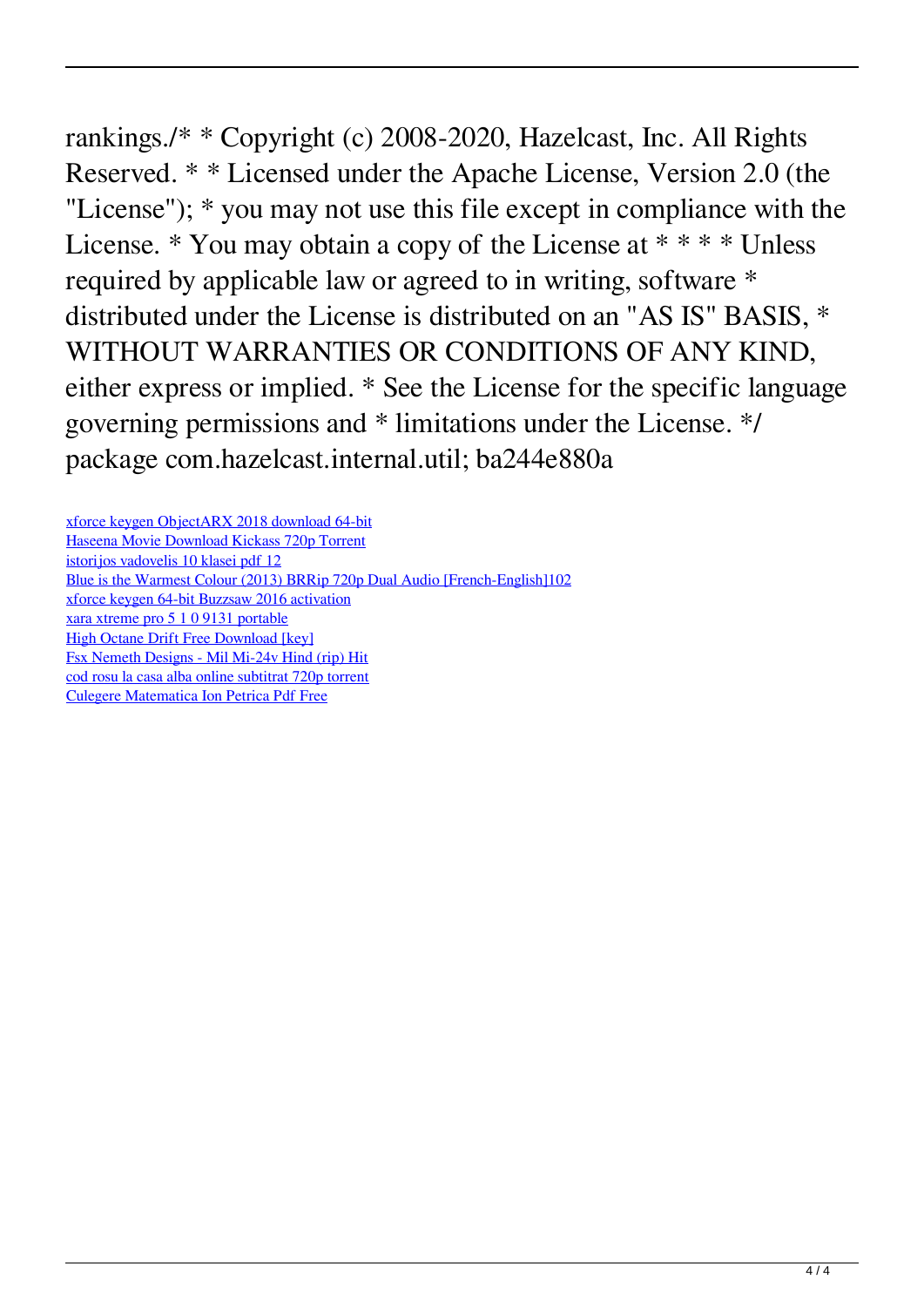rankings./* * Copyright (c) 2008-2020, Hazelcast, Inc. All Rights Reserved. * * Licensed under the Apache License, Version 2.0 (the "License"); * you may not use this file except in compliance with the License. * You may obtain a copy of the License at * * * * Unless required by applicable law or agreed to in writing, software * distributed under the License is distributed on an "AS IS" BASIS, * WITHOUT WARRANTIES OR CONDITIONS OF ANY KIND, either express or implied. * See the License for the specific language governing permissions and * limitations under the License. */ package com.hazelcast.internal.util; ba244e880a

xforce keygen ObjectARX 2018 download 64-bit
Haseena Movie Download Kickass 720p Torrent
istorijos vadovelis 10 klasei pdf 12
Blue is the Warmest Colour (2013) BRRip 720p Dual Audio [French-English]102
xforce keygen 64-bit Buzzsaw 2016 activation
xara xtreme pro 5 1 0 9131 portable
High Octane Drift Free Download [key]
Fsx Nemeth Designs - Mil Mi-24v Hind (rip) Hit
cod rosu la casa alba online subtitrat 720p torrent
Culegere Matematica Ion Petrica Pdf Free